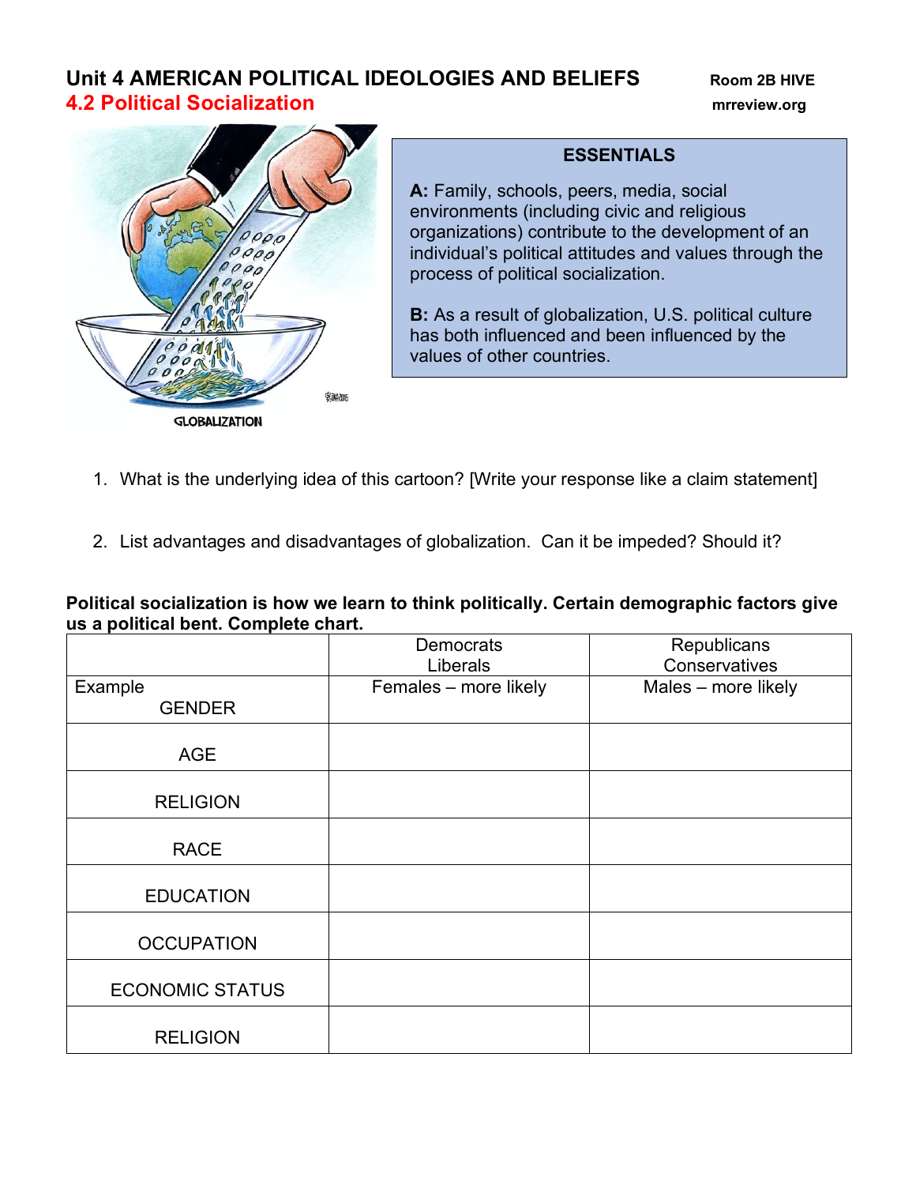# Unit 4 AMERICAN POLITICAL IDEOLOGIES AND BELIEFS

Room 2B HIVE
mrreview.org

## 4.2 Political Socialization

GLOBALIZATION

**ESSENTIALS**

**A:** Family, schools, peers, media, social environments (including civic and religious organizations) contribute to the development of an individual's political attitudes and values through the process of political socialization.

**B:** As a result of globalization, U.S. political culture has both influenced and been influenced by the values of other countries.

1. What is the underlying idea of this cartoon? [Write your response like a claim statement]

2. List advantages and disadvantages of globalization. Can it be impeded? Should it?

**Political socialization is how we learn to think politically. Certain demographic factors give us a political bent. Complete chart.**

| | Democrats<br>Liberals | Republicans<br>Conservatives |
|---|---|---|
| Example<br>GENDER | Females – more likely | Males – more likely |
| AGE | | |
| RELIGION | | |
| RACE | | |
| EDUCATION | | |
| OCCUPATION | | |
| ECONOMIC STATUS | | |
| RELIGION | | |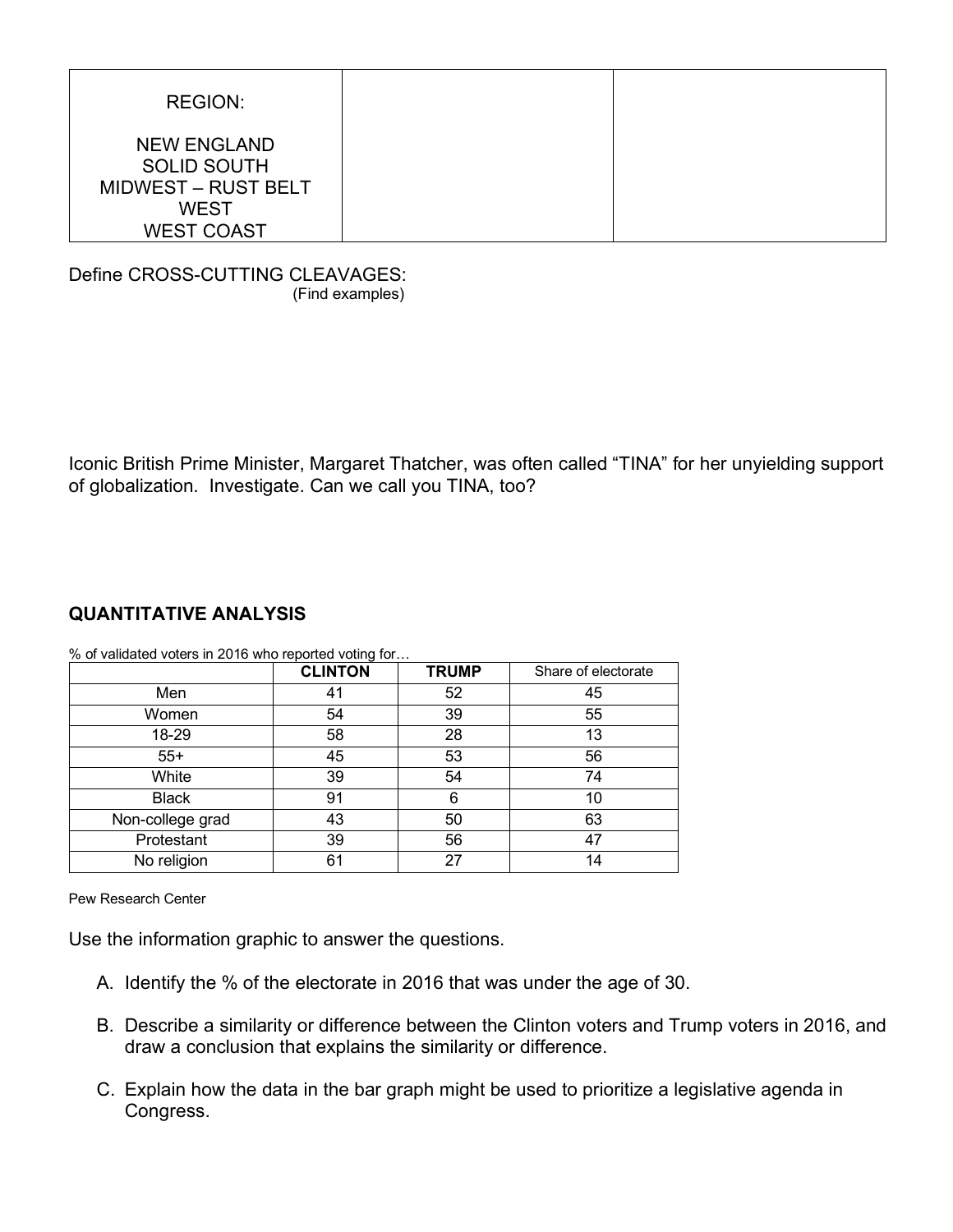| | | |
|---|---|---|
| REGION:<br><br>NEW ENGLAND<br>SOLID SOUTH<br>MIDWEST – RUST BELT<br>WEST<br>WEST COAST | | |

Define CROSS-CUTTING CLEAVAGES:
(Find examples)

Iconic British Prime Minister, Margaret Thatcher, was often called "TINA" for her unyielding support of globalization. Investigate. Can we call you TINA, too?

## QUANTITATIVE ANALYSIS

% of validated voters in 2016 who reported voting for…

| | CLINTON | TRUMP | Share of electorate |
|---|---|---|---|
| Men | 41 | 52 | 45 |
| Women | 54 | 39 | 55 |
| 18-29 | 58 | 28 | 13 |
| 55+ | 45 | 53 | 56 |
| White | 39 | 54 | 74 |
| Black | 91 | 6 | 10 |
| Non-college grad | 43 | 50 | 63 |
| Protestant | 39 | 56 | 47 |
| No religion | 61 | 27 | 14 |

Pew Research Center

Use the information graphic to answer the questions.

A. Identify the % of the electorate in 2016 that was under the age of 30.

B. Describe a similarity or difference between the Clinton voters and Trump voters in 2016, and draw a conclusion that explains the similarity or difference.

C. Explain how the data in the bar graph might be used to prioritize a legislative agenda in Congress.